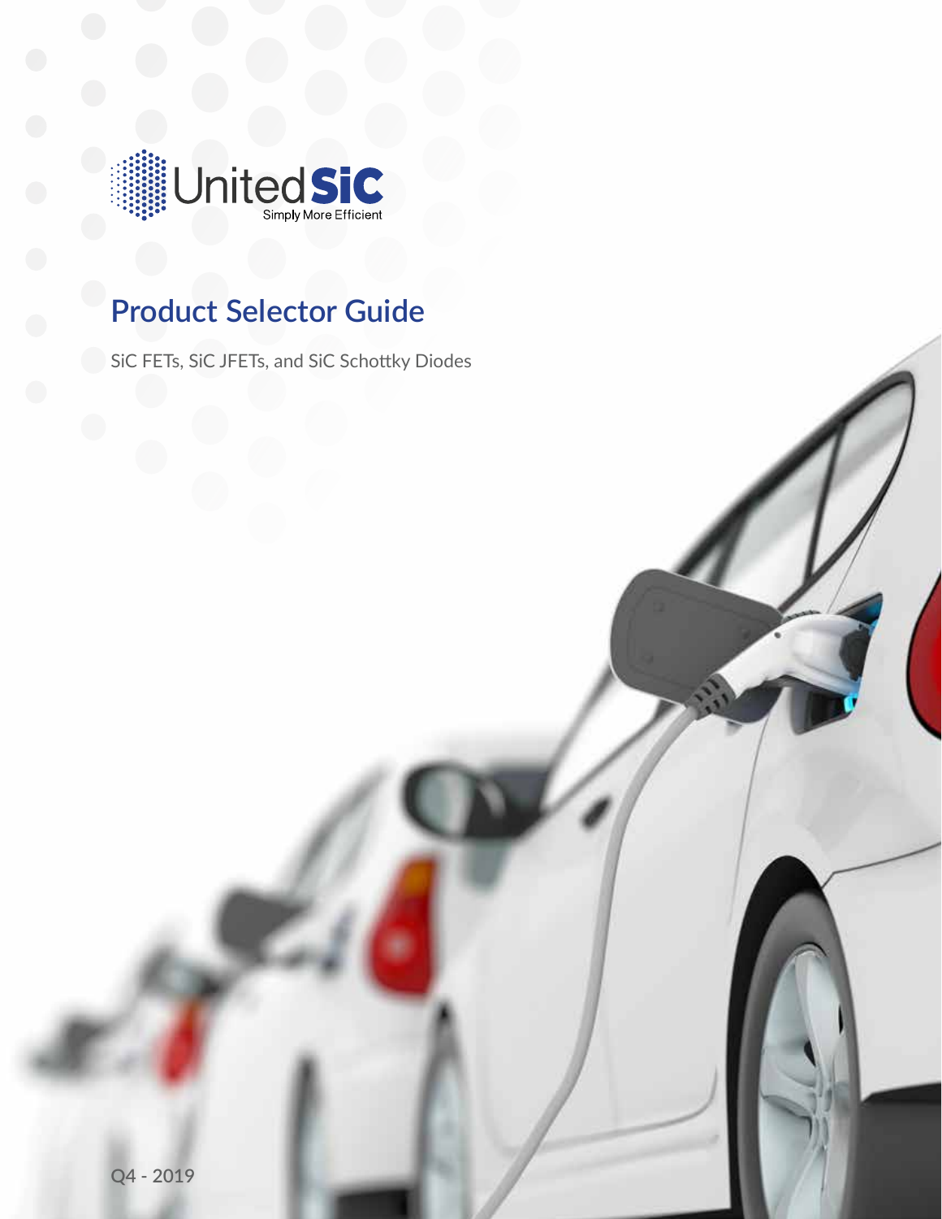UnitedSiC

Simply More Efficient

# Product Selector Guide

SiC FETs, SiC JFETs, and SiC Schottky Diodes

Q4 - 2019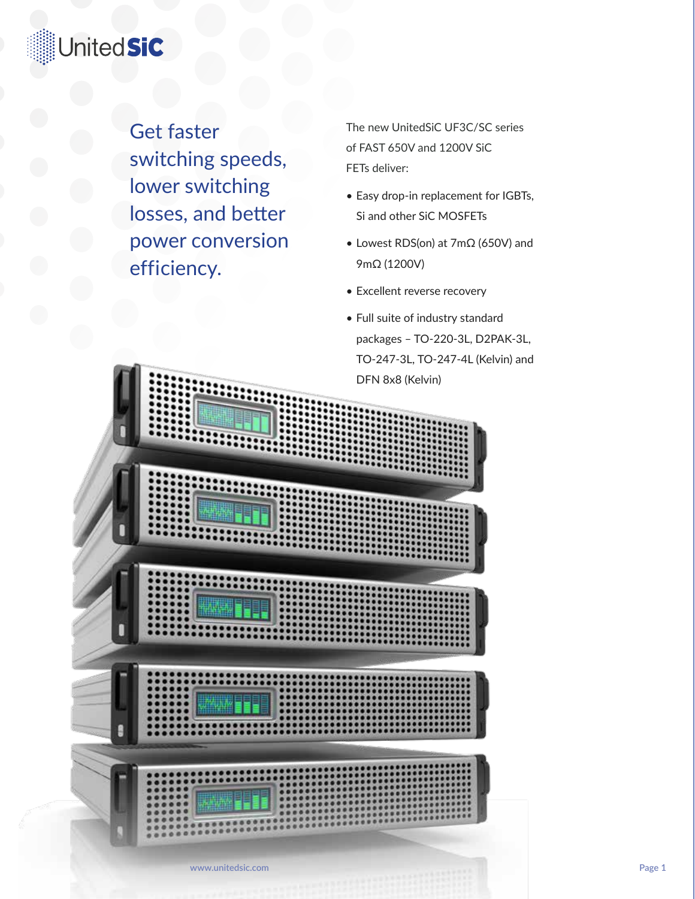Get faster switching speeds, lower switching losses, and better power conversion efficiency.

The new UnitedSiC UF3C/SC series of FAST 650V and 1200V SiC FETs deliver:

- Easy drop-in replacement for IGBTs, Si and other SiC MOSFETs
- Lowest RDS(on) at 7mΩ (650V) and 9mΩ (1200V)
- Excellent reverse recovery
- Full suite of industry standard packages – TO-220-3L, D2PAK-3L, TO-247-3L, TO-247-4L (Kelvin) and DFN 8x8 (Kelvin)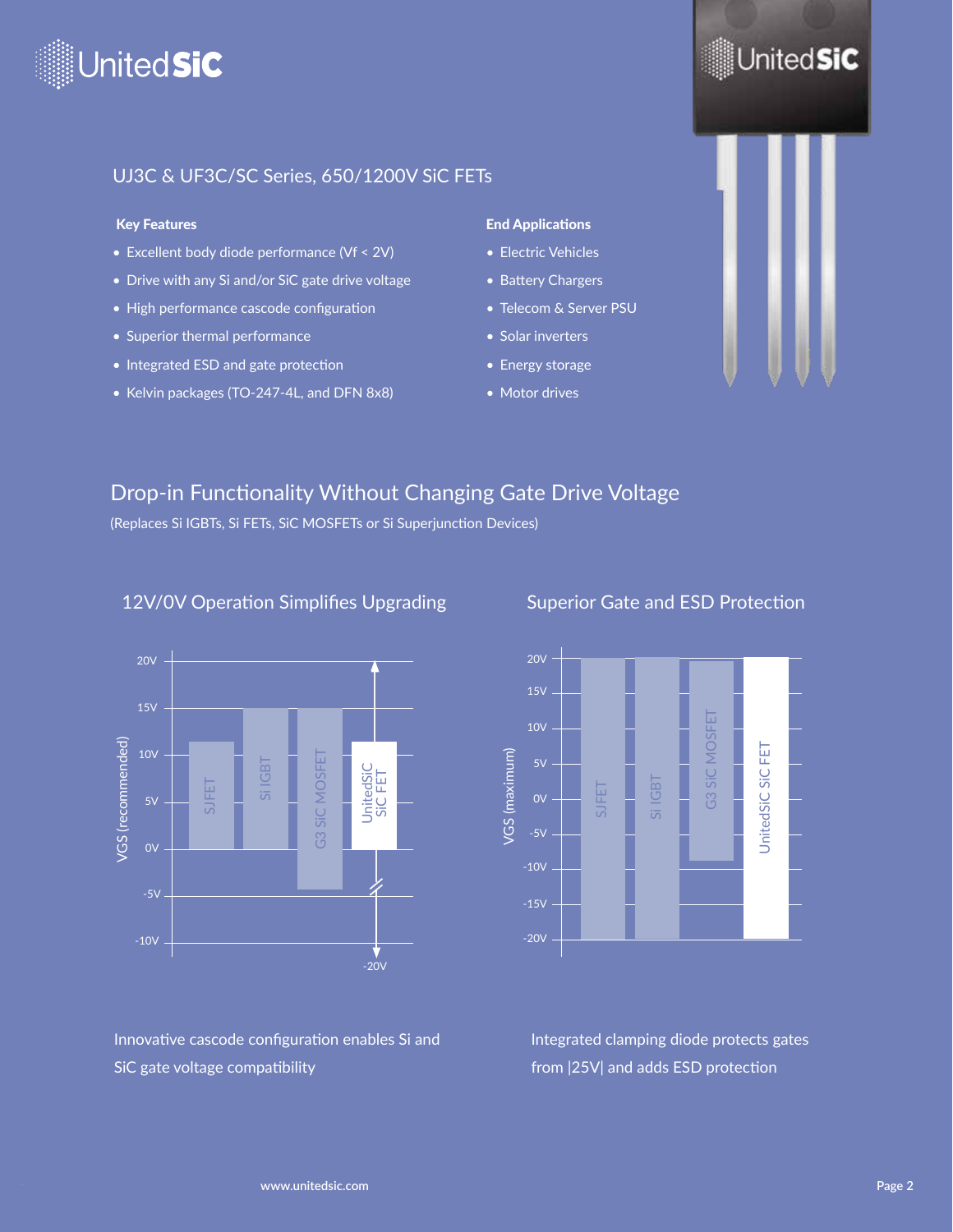# UnitedSiC

## UJ3C & UF3C/SC Series, 650/1200V SiC FETs

**Key Features**

- Excellent body diode performance (Vf < 2V)
- Drive with any Si and/or SiC gate drive voltage
- High performance cascode configuration
- Superior thermal performance
- Integrated ESD and gate protection
- Kelvin packages (TO-247-4L, and DFN 8x8)

**End Applications**

- Electric Vehicles
- Battery Chargers
- Telecom & Server PSU
- Solar inverters
- Energy storage
- Motor drives

## Drop-in Functionality Without Changing Gate Drive Voltage

(Replaces Si IGBTs, Si FETs, SiC MOSFETs or Si Superjunction Devices)

### 12V/0V Operation Simplifies Upgrading

Innovative cascode configuration enables Si and SiC gate voltage compatibility

### Superior Gate and ESD Protection

Integrated clamping diode protects gates from |25V| and adds ESD protection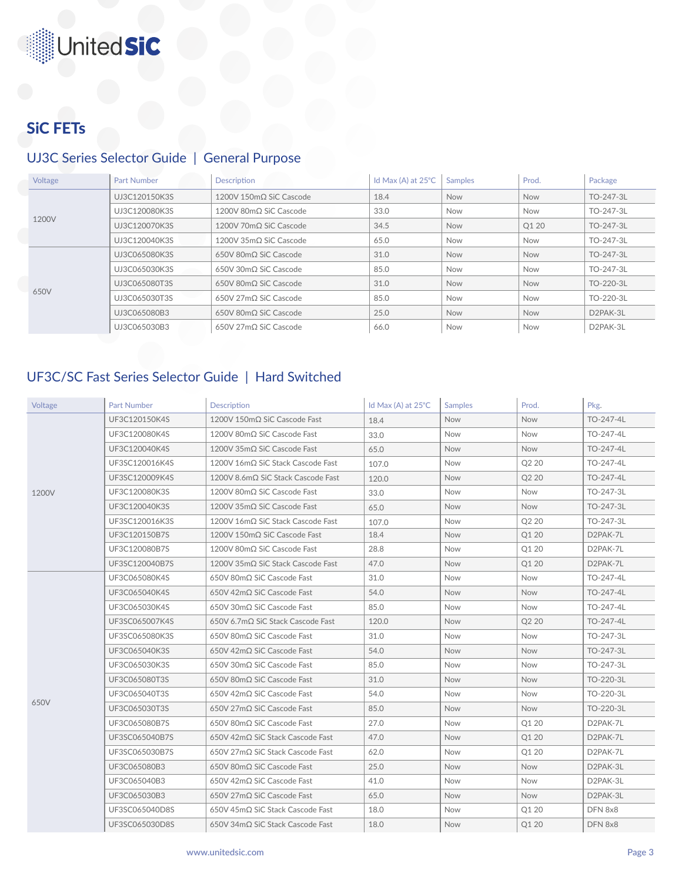# SiC FETs

## UJ3C Series Selector Guide | General Purpose

| Voltage | Part Number | Description | Id Max (A) at 25°C | Samples | Prod. | Package |
|---|---|---|---|---|---|---|
| 1200V | UJ3C120150K3S | 1200V 150mΩ SiC Cascode | 18.4 | Now | Now | TO-247-3L |
| | UJ3C120080K3S | 1200V 80mΩ SiC Cascode | 33.0 | Now | Now | TO-247-3L |
| | UJ3C120070K3S | 1200V 70mΩ SiC Cascode | 34.5 | Now | Q1 20 | TO-247-3L |
| | UJ3C120040K3S | 1200V 35mΩ SiC Cascode | 65.0 | Now | Now | TO-247-3L |
| 650V | UJ3C065080K3S | 650V 80mΩ SiC Cascode | 31.0 | Now | Now | TO-247-3L |
| | UJ3C065030K3S | 650V 30mΩ SiC Cascode | 85.0 | Now | Now | TO-247-3L |
| | UJ3C065080T3S | 650V 80mΩ SiC Cascode | 31.0 | Now | Now | TO-220-3L |
| | UJ3C065030T3S | 650V 27mΩ SiC Cascode | 85.0 | Now | Now | TO-220-3L |
| | UJ3C065080B3 | 650V 80mΩ SiC Cascode | 25.0 | Now | Now | D2PAK-3L |
| | UJ3C065030B3 | 650V 27mΩ SiC Cascode | 66.0 | Now | Now | D2PAK-3L |

## UF3C/SC Fast Series Selector Guide | Hard Switched

| Voltage | Part Number | Description | Id Max (A) at 25°C | Samples | Prod. | Pkg. |
|---|---|---|---|---|---|---|
| 1200V | UF3C120150K4S | 1200V 150mΩ SiC Cascode Fast | 18.4 | Now | Now | TO-247-4L |
| | UF3C120080K4S | 1200V 80mΩ SiC Cascode Fast | 33.0 | Now | Now | TO-247-4L |
| | UF3C120040K4S | 1200V 35mΩ SiC Cascode Fast | 65.0 | Now | Now | TO-247-4L |
| | UF3SC120016K4S | 1200V 16mΩ SiC Stack Cascode Fast | 107.0 | Now | Q2 20 | TO-247-4L |
| | UF3SC120009K4S | 1200V 8.6mΩ SiC Stack Cascode Fast | 120.0 | Now | Q2 20 | TO-247-4L |
| | UF3C120080K3S | 1200V 80mΩ SiC Cascode Fast | 33.0 | Now | Now | TO-247-3L |
| | UF3C120040K3S | 1200V 35mΩ SiC Cascode Fast | 65.0 | Now | Now | TO-247-3L |
| | UF3SC120016K3S | 1200V 16mΩ SiC Stack Cascode Fast | 107.0 | Now | Q2 20 | TO-247-3L |
| | UF3C120150B7S | 1200V 150mΩ SiC Cascode Fast | 18.4 | Now | Q1 20 | D2PAK-7L |
| | UF3C120080B7S | 1200V 80mΩ SiC Cascode Fast | 28.8 | Now | Q1 20 | D2PAK-7L |
| | UF3SC120040B7S | 1200V 35mΩ SiC Stack Cascode Fast | 47.0 | Now | Q1 20 | D2PAK-7L |
| 650V | UF3C065080K4S | 650V 80mΩ SiC Cascode Fast | 31.0 | Now | Now | TO-247-4L |
| | UF3C065040K4S | 650V 42mΩ SiC Cascode Fast | 54.0 | Now | Now | TO-247-4L |
| | UF3C065030K4S | 650V 30mΩ SiC Cascode Fast | 85.0 | Now | Now | TO-247-4L |
| | UF3SC065007K4S | 650V 6.7mΩ SiC Stack Cascode Fast | 120.0 | Now | Q2 20 | TO-247-4L |
| | UF3SC065080K3S | 650V 80mΩ SiC Cascode Fast | 31.0 | Now | Now | TO-247-3L |
| | UF3C065040K3S | 650V 42mΩ SiC Cascode Fast | 54.0 | Now | Now | TO-247-3L |
| | UF3C065030K3S | 650V 30mΩ SiC Cascode Fast | 85.0 | Now | Now | TO-247-3L |
| | UF3C065080T3S | 650V 80mΩ SiC Cascode Fast | 31.0 | Now | Now | TO-220-3L |
| | UF3C065040T3S | 650V 42mΩ SiC Cascode Fast | 54.0 | Now | Now | TO-220-3L |
| | UF3C065030T3S | 650V 27mΩ SiC Cascode Fast | 85.0 | Now | Now | TO-220-3L |
| | UF3C065080B7S | 650V 80mΩ SiC Cascode Fast | 27.0 | Now | Q1 20 | D2PAK-7L |
| | UF3SC065040B7S | 650V 42mΩ SiC Stack Cascode Fast | 47.0 | Now | Q1 20 | D2PAK-7L |
| | UF3SC065030B7S | 650V 27mΩ SiC Stack Cascode Fast | 62.0 | Now | Q1 20 | D2PAK-7L |
| | UF3C065080B3 | 650V 80mΩ SiC Cascode Fast | 25.0 | Now | Now | D2PAK-3L |
| | UF3C065040B3 | 650V 42mΩ SiC Cascode Fast | 41.0 | Now | Now | D2PAK-3L |
| | UF3C065030B3 | 650V 27mΩ SiC Cascode Fast | 65.0 | Now | Now | D2PAK-3L |
| | UF3SC065040D8S | 650V 45mΩ SiC Stack Cascode Fast | 18.0 | Now | Q1 20 | DFN 8x8 |
| | UF3SC065030D8S | 650V 34mΩ SiC Stack Cascode Fast | 18.0 | Now | Q1 20 | DFN 8x8 |

www.unitedsic.com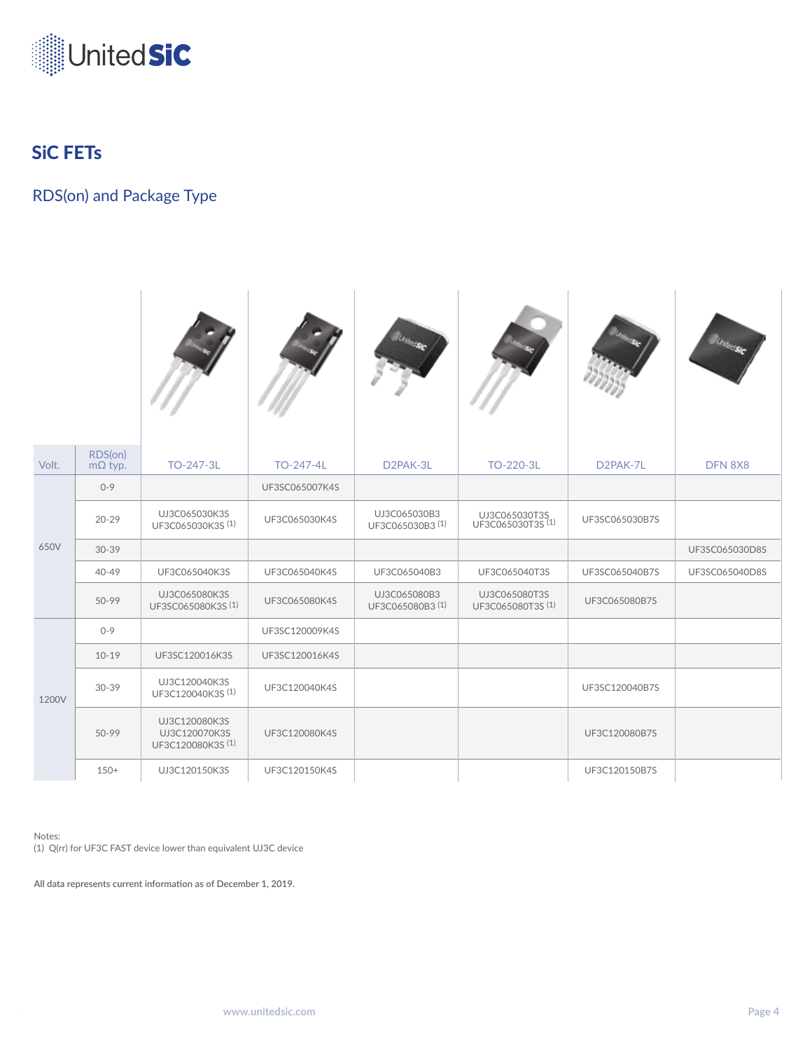## SiC FETs

### RDS(on) and Package Type

| Volt. | RDS(on) mΩ typ. | TO-247-3L | TO-247-4L | D2PAK-3L | TO-220-3L | D2PAK-7L | DFN 8X8 |
|---|---|---|---|---|---|---|---|
| 650V | 0-9 | | UF3SC065007K4S | | | | |
| | 20-29 | UJ3C065030K3S UF3C065030K3S (1) | UF3C065030K4S | UJ3C065030B3 UF3C065030B3 (1) | UJ3C065030T3S UF3C065030T3S (1) | UF3SC065030B7S | |
| | 30-39 | | | | | | UF3SC065030D8S |
| | 40-49 | UF3C065040K3S | UF3C065040K4S | UF3C065040B3 | UF3C065040T3S | UF3SC065040B7S | UF3SC065040D8S |
| | 50-99 | UJ3C065080K3S UF3SC065080K3S (1) | UF3C065080K4S | UJ3C065080B3 UF3C065080B3 (1) | UJ3C065080T3S UF3C065080T3S (1) | UF3C065080B7S | |
| 1200V | 0-9 | | UF3SC120009K4S | | | | |
| | 10-19 | UF3SC120016K3S | UF3SC120016K4S | | | | |
| | 30-39 | UJ3C120040K3S UF3C120040K3S (1) | UF3C120040K4S | | | UF3SC120040B7S | |
| | 50-99 | UJ3C120080K3S UJ3C120070K3S UF3C120080K3S (1) | UF3C120080K4S | | | UF3C120080B7S | |
| | 150+ | UJ3C120150K3S | UF3C120150K4S | | | UF3C120150B7S | |

Notes:
(1) Q(rr) for UF3C FAST device lower than equivalent UJ3C device

**All data represents current information as of December 1, 2019.**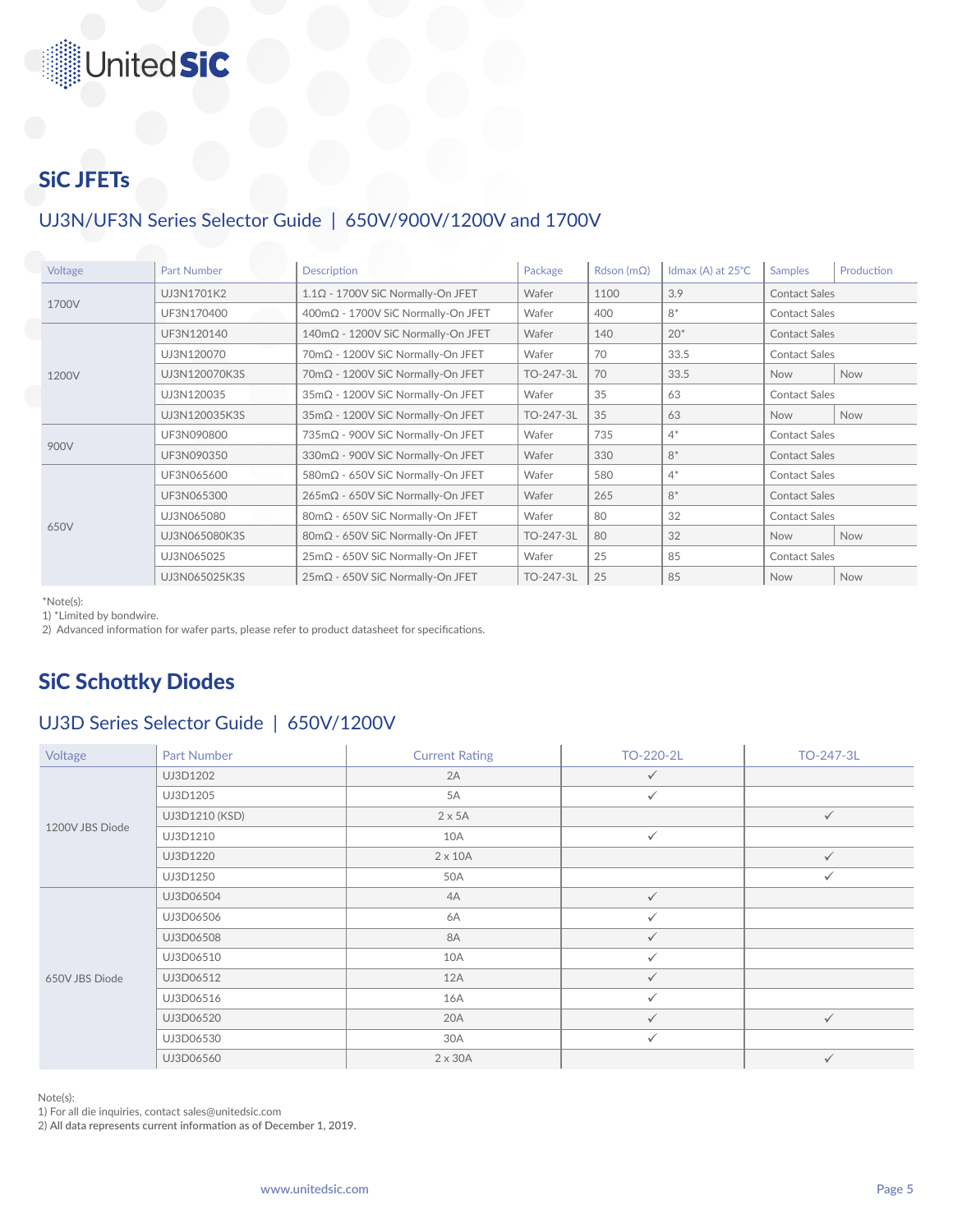## SiC JFETs

### UJ3N/UF3N Series Selector Guide | 650V/900V/1200V and 1700V

| Voltage | Part Number | Description | Package | Rdson (mΩ) | Idmax (A) at 25°C | Samples | Production |
|---|---|---|---|---|---|---|---|
| 1700V | UJ3N1701K2 | 1.1Ω - 1700V SiC Normally-On JFET | Wafer | 1100 | 3.9 | Contact Sales | |
| | UF3N170400 | 400mΩ - 1700V SiC Normally-On JFET | Wafer | 400 | 8* | Contact Sales | |
| 1200V | UF3N120140 | 140mΩ - 1200V SiC Normally-On JFET | Wafer | 140 | 20* | Contact Sales | |
| | UJ3N120070 | 70mΩ - 1200V SiC Normally-On JFET | Wafer | 70 | 33.5 | Contact Sales | |
| | UJ3N120070K3S | 70mΩ - 1200V SiC Normally-On JFET | TO-247-3L | 70 | 33.5 | Now | Now |
| | UJ3N120035 | 35mΩ - 1200V SiC Normally-On JFET | Wafer | 35 | 63 | Contact Sales | |
| | UJ3N120035K3S | 35mΩ - 1200V SiC Normally-On JFET | TO-247-3L | 35 | 63 | Now | Now |
| 900V | UF3N090800 | 735mΩ - 900V SiC Normally-On JFET | Wafer | 735 | 4* | Contact Sales | |
| | UF3N090350 | 330mΩ - 900V SiC Normally-On JFET | Wafer | 330 | 8* | Contact Sales | |
| 650V | UF3N065600 | 580mΩ - 650V SiC Normally-On JFET | Wafer | 580 | 4* | Contact Sales | |
| | UF3N065300 | 265mΩ - 650V SiC Normally-On JFET | Wafer | 265 | 8* | Contact Sales | |
| | UJ3N065080 | 80mΩ - 650V SiC Normally-On JFET | Wafer | 80 | 32 | Contact Sales | |
| | UJ3N065080K3S | 80mΩ - 650V SiC Normally-On JFET | TO-247-3L | 80 | 32 | Now | Now |
| | UJ3N065025 | 25mΩ - 650V SiC Normally-On JFET | Wafer | 25 | 85 | Contact Sales | |
| | UJ3N065025K3S | 25mΩ - 650V SiC Normally-On JFET | TO-247-3L | 25 | 85 | Now | Now |

*Note(s):
1) *Limited by bondwire.
2) Advanced information for wafer parts, please refer to product datasheet for specifications.

## SiC Schottky Diodes

### UJ3D Series Selector Guide | 650V/1200V

| Voltage | Part Number | Current Rating | TO-220-2L | TO-247-3L |
|---|---|---|---|---|
| 1200V JBS Diode | UJ3D1202 | 2A | ✓ | |
| | UJ3D1205 | 5A | ✓ | |
| | UJ3D1210 (KSD) | 2 x 5A | | ✓ |
| | UJ3D1210 | 10A | ✓ | |
| | UJ3D1220 | 2 x 10A | | ✓ |
| | UJ3D1250 | 50A | | ✓ |
| 650V JBS Diode | UJ3D06504 | 4A | ✓ | |
| | UJ3D06506 | 6A | ✓ | |
| | UJ3D06508 | 8A | ✓ | |
| | UJ3D06510 | 10A | ✓ | |
| | UJ3D06512 | 12A | ✓ | |
| | UJ3D06516 | 16A | ✓ | |
| | UJ3D06520 | 20A | ✓ | ✓ |
| | UJ3D06530 | 30A | ✓ | |
| | UJ3D06560 | 2 x 30A | | ✓ |

Note(s):
1) For all die inquiries, contact sales@unitedsic.com
2) All data represents current information as of December 1, 2019.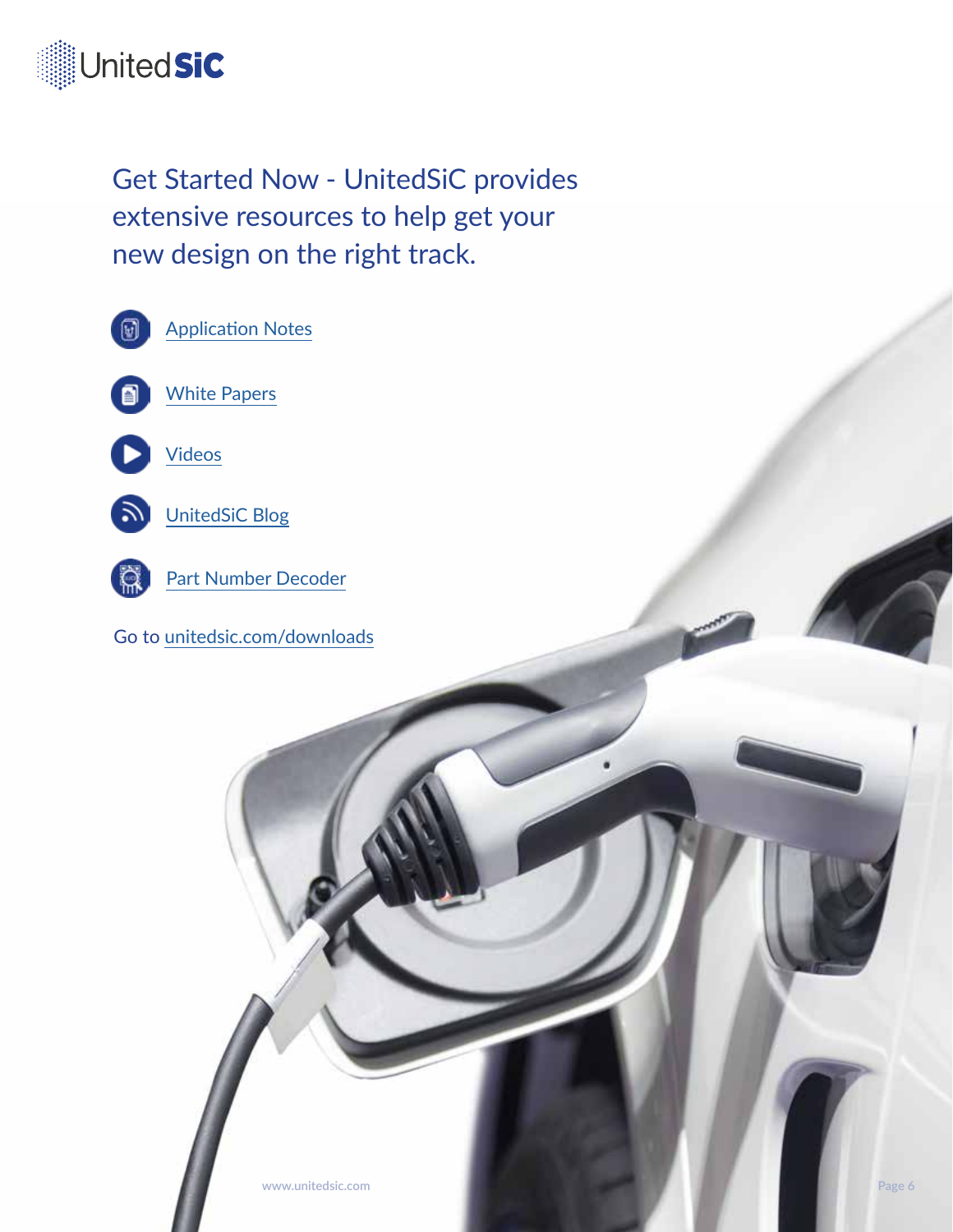Get Started Now - UnitedSiC provides extensive resources to help get your new design on the right track.

- Application Notes
- White Papers
- Videos
- UnitedSiC Blog
- Part Number Decoder

Go to unitedsic.com/downloads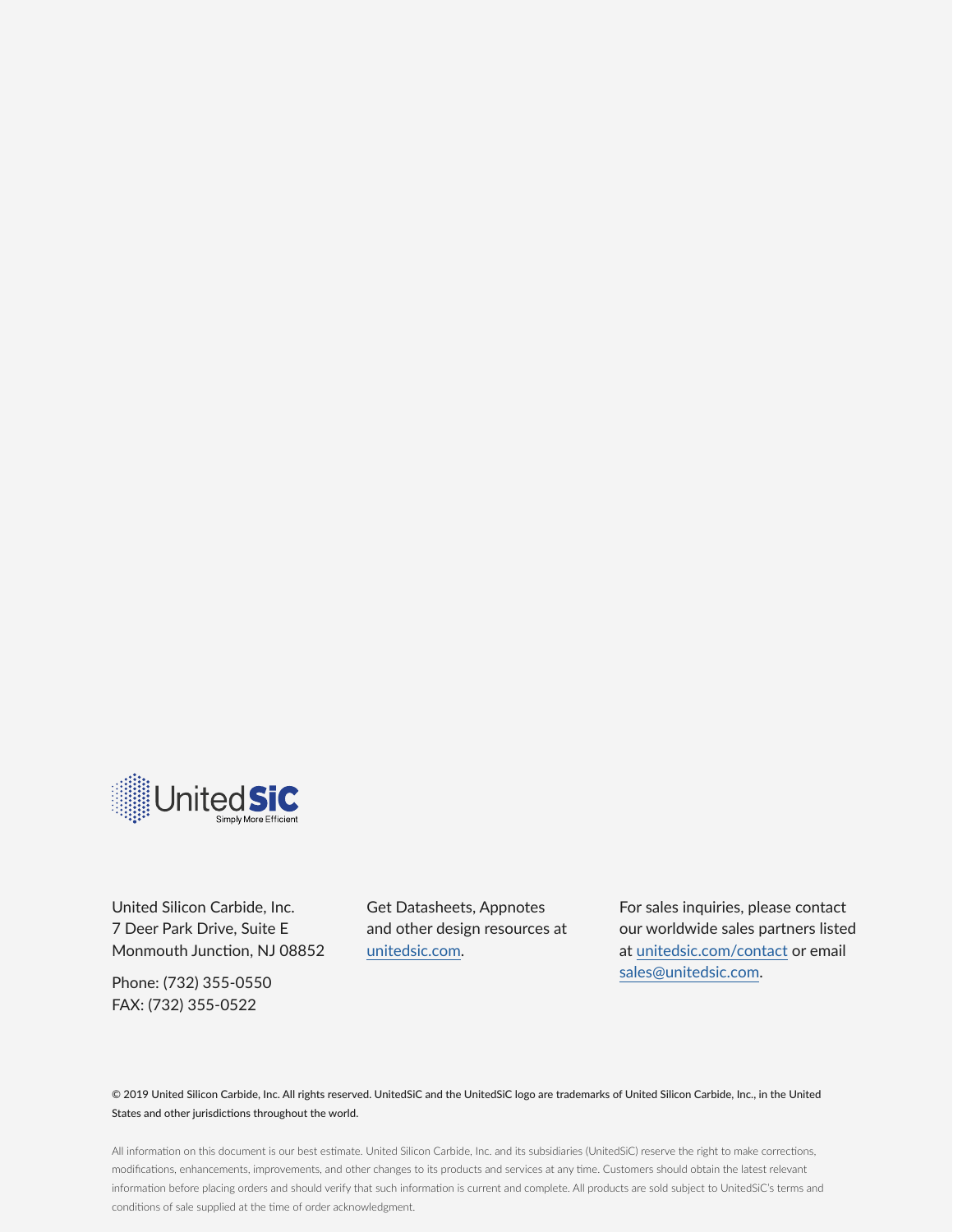United Silicon Carbide, Inc.
7 Deer Park Drive, Suite E
Monmouth Junction, NJ 08852

Phone: (732) 355-0550
FAX: (732) 355-0522

Get Datasheets, Appnotes and other design resources at unitedsic.com.

For sales inquiries, please contact our worldwide sales partners listed at unitedsic.com/contact or email sales@unitedsic.com.

© 2019 United Silicon Carbide, Inc. All rights reserved. UnitedSiC and the UnitedSiC logo are trademarks of United Silicon Carbide, Inc., in the United States and other jurisdictions throughout the world.

All information on this document is our best estimate. United Silicon Carbide, Inc. and its subsidiaries (UnitedSiC) reserve the right to make corrections, modifications, enhancements, improvements, and other changes to its products and services at any time. Customers should obtain the latest relevant information before placing orders and should verify that such information is current and complete. All products are sold subject to UnitedSiC's terms and conditions of sale supplied at the time of order acknowledgment.